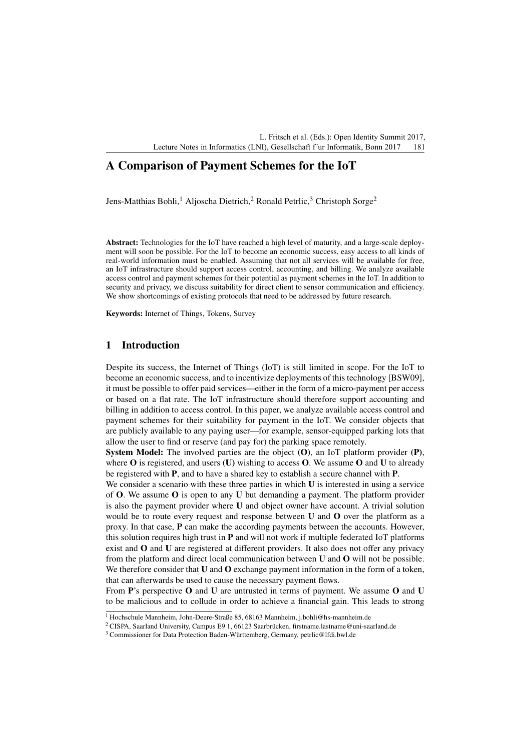# A Comparison of Payment Schemes for the IoT

Jens-Matthias Bohli,[1] Aljoscha Dietrich,[2] Ronald Petrlic,[3] Christoph Sorge[2]

**Abstract:** Technologies for the IoT have reached a high level of maturity, and a large-scale deployment will soon be possible. For the IoT to become an economic success, easy access to all kinds of real-world information must be enabled. Assuming that not all services will be available for free, an IoT infrastructure should support access control, accounting, and billing. We analyze available access control and payment schemes for their potential as payment schemes in the IoT. In addition to security and privacy, we discuss suitability for direct client to sensor communication and efficiency. We show shortcomings of existing protocols that need to be addressed by future research.

**Keywords:** Internet of Things, Tokens, Survey

## 1 Introduction

Despite its success, the Internet of Things (IoT) is still limited in scope. For the IoT to become an economic success, and to incentivize deployments of this technology [BSW09], it must be possible to offer paid services—either in the form of a micro-payment per access or based on a flat rate. The IoT infrastructure should therefore support accounting and billing in addition to access control. In this paper, we analyze available access control and payment schemes for their suitability for payment in the IoT. We consider objects that are publicly available to any paying user—for example, sensor-equipped parking lots that allow the user to find or reserve (and pay for) the parking space remotely.

**System Model:** The involved parties are the object **(O)**, an IoT platform provider **(P)**, where **O** is registered, and users **(U)** wishing to access **O**. We assume **O** and **U** to already be registered with **P**, and to have a shared key to establish a secure channel with **P**.

We consider a scenario with these three parties in which **U** is interested in using a service of **O**. We assume **O** is open to any **U** but demanding a payment. The platform provider is also the payment provider where **U** and object owner have account. A trivial solution would be to route every request and response between **U** and **O** over the platform as a proxy. In that case, **P** can make the according payments between the accounts. However, this solution requires high trust in **P** and will not work if multiple federated IoT platforms exist and **O** and **U** are registered at different providers. It also does not offer any privacy from the platform and direct local communication between **U** and **O** will not be possible. We therefore consider that **U** and **O** exchange payment information in the form of a token, that can afterwards be used to cause the necessary payment flows.

From **P**'s perspective **O** and **U** are untrusted in terms of payment. We assume **O** and **U** to be malicious and to collude in order to achieve a financial gain. This leads to strong

[1] Hochschule Mannheim, John-Deere-Straße 85, 68163 Mannheim, j.bohli@hs-mannheim.de

[2] CISPA, Saarland University, Campus E9 1, 66123 Saarbrücken, firstname.lastname@uni-saarland.de

[3] Commissioner for Data Protection Baden-Württemberg, Germany, petrlic@lfdi.bwl.de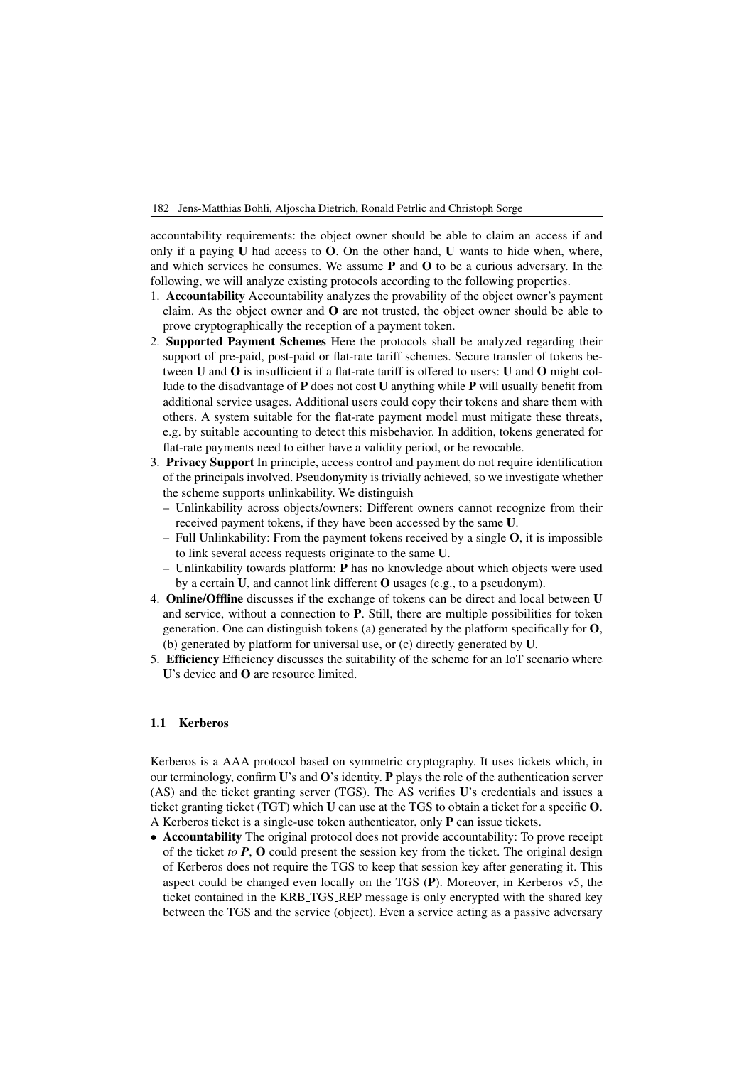accountability requirements: the object owner should be able to claim an access if and only if a paying **U** had access to **O**. On the other hand, **U** wants to hide when, where, and which services he consumes. We assume **P** and **O** to be a curious adversary. In the following, we will analyze existing protocols according to the following properties.

1. **Accountability** Accountability analyzes the provability of the object owner's payment claim. As the object owner and **O** are not trusted, the object owner should be able to prove cryptographically the reception of a payment token.
2. **Supported Payment Schemes** Here the protocols shall be analyzed regarding their support of pre-paid, post-paid or flat-rate tariff schemes. Secure transfer of tokens between **U** and **O** is insufficient if a flat-rate tariff is offered to users: **U** and **O** might collude to the disadvantage of **P** does not cost **U** anything while **P** will usually benefit from additional service usages. Additional users could copy their tokens and share them with others. A system suitable for the flat-rate payment model must mitigate these threats, e.g. by suitable accounting to detect this misbehavior. In addition, tokens generated for flat-rate payments need to either have a validity period, or be revocable.
3. **Privacy Support** In principle, access control and payment do not require identification of the principals involved. Pseudonymity is trivially achieved, so we investigate whether the scheme supports unlinkability. We distinguish
   - Unlinkability across objects/owners: Different owners cannot recognize from their received payment tokens, if they have been accessed by the same **U**.
   - Full Unlinkability: From the payment tokens received by a single **O**, it is impossible to link several access requests originate to the same **U**.
   - Unlinkability towards platform: **P** has no knowledge about which objects were used by a certain **U**, and cannot link different **O** usages (e.g., to a pseudonym).
4. **Online/Offline** discusses if the exchange of tokens can be direct and local between **U** and service, without a connection to **P**. Still, there are multiple possibilities for token generation. One can distinguish tokens (a) generated by the platform specifically for **O**, (b) generated by platform for universal use, or (c) directly generated by **U**.
5. **Efficiency** Efficiency discusses the suitability of the scheme for an IoT scenario where **U**'s device and **O** are resource limited.

### 1.1 Kerberos

Kerberos is a AAA protocol based on symmetric cryptography. It uses tickets which, in our terminology, confirm **U**'s and **O**'s identity. **P** plays the role of the authentication server (AS) and the ticket granting server (TGS). The AS verifies **U**'s credentials and issues a ticket granting ticket (TGT) which **U** can use at the TGS to obtain a ticket for a specific **O**. A Kerberos ticket is a single-use token authenticator, only **P** can issue tickets.

- **Accountability** The original protocol does not provide accountability: To prove receipt of the ticket *to **P***, **O** could present the session key from the ticket. The original design of Kerberos does not require the TGS to keep that session key after generating it. This aspect could be changed even locally on the TGS (**P**). Moreover, in Kerberos v5, the ticket contained in the KRB_TGS_REP message is only encrypted with the shared key between the TGS and the service (object). Even a service acting as a passive adversary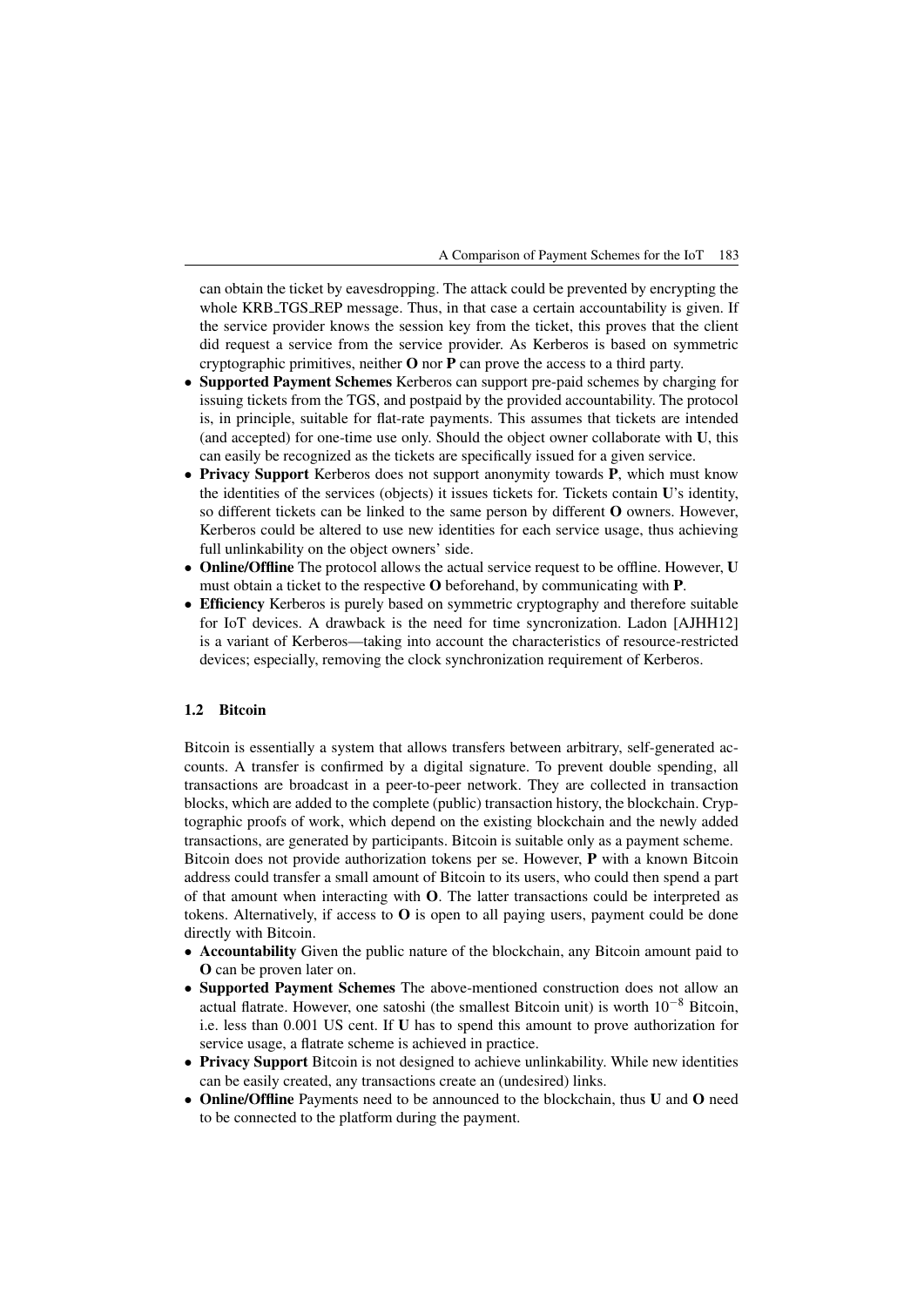can obtain the ticket by eavesdropping. The attack could be prevented by encrypting the whole KRB_TGS_REP message. Thus, in that case a certain accountability is given. If the service provider knows the session key from the ticket, this proves that the client did request a service from the service provider. As Kerberos is based on symmetric cryptographic primitives, neither **O** nor **P** can prove the access to a third party.

- **Supported Payment Schemes** Kerberos can support pre-paid schemes by charging for issuing tickets from the TGS, and postpaid by the provided accountability. The protocol is, in principle, suitable for flat-rate payments. This assumes that tickets are intended (and accepted) for one-time use only. Should the object owner collaborate with **U**, this can easily be recognized as the tickets are specifically issued for a given service.
- **Privacy Support** Kerberos does not support anonymity towards **P**, which must know the identities of the services (objects) it issues tickets for. Tickets contain **U**'s identity, so different tickets can be linked to the same person by different **O** owners. However, Kerberos could be altered to use new identities for each service usage, thus achieving full unlinkability on the object owners' side.
- **Online/Offline** The protocol allows the actual service request to be offline. However, **U** must obtain a ticket to the respective **O** beforehand, by communicating with **P**.
- **Efficiency** Kerberos is purely based on symmetric cryptography and therefore suitable for IoT devices. A drawback is the need for time syncronization. Ladon [AJHH12] is a variant of Kerberos—taking into account the characteristics of resource-restricted devices; especially, removing the clock synchronization requirement of Kerberos.

### 1.2 Bitcoin

Bitcoin is essentially a system that allows transfers between arbitrary, self-generated accounts. A transfer is confirmed by a digital signature. To prevent double spending, all transactions are broadcast in a peer-to-peer network. They are collected in transaction blocks, which are added to the complete (public) transaction history, the blockchain. Cryptographic proofs of work, which depend on the existing blockchain and the newly added transactions, are generated by participants. Bitcoin is suitable only as a payment scheme.

Bitcoin does not provide authorization tokens per se. However, **P** with a known Bitcoin address could transfer a small amount of Bitcoin to its users, who could then spend a part of that amount when interacting with **O**. The latter transactions could be interpreted as tokens. Alternatively, if access to **O** is open to all paying users, payment could be done directly with Bitcoin.

- **Accountability** Given the public nature of the blockchain, any Bitcoin amount paid to **O** can be proven later on.
- **Supported Payment Schemes** The above-mentioned construction does not allow an actual flatrate. However, one satoshi (the smallest Bitcoin unit) is worth $10^{-8}$ Bitcoin, i.e. less than 0.001 US cent. If **U** has to spend this amount to prove authorization for service usage, a flatrate scheme is achieved in practice.
- **Privacy Support** Bitcoin is not designed to achieve unlinkability. While new identities can be easily created, any transactions create an (undesired) links.
- **Online/Offline** Payments need to be announced to the blockchain, thus **U** and **O** need to be connected to the platform during the payment.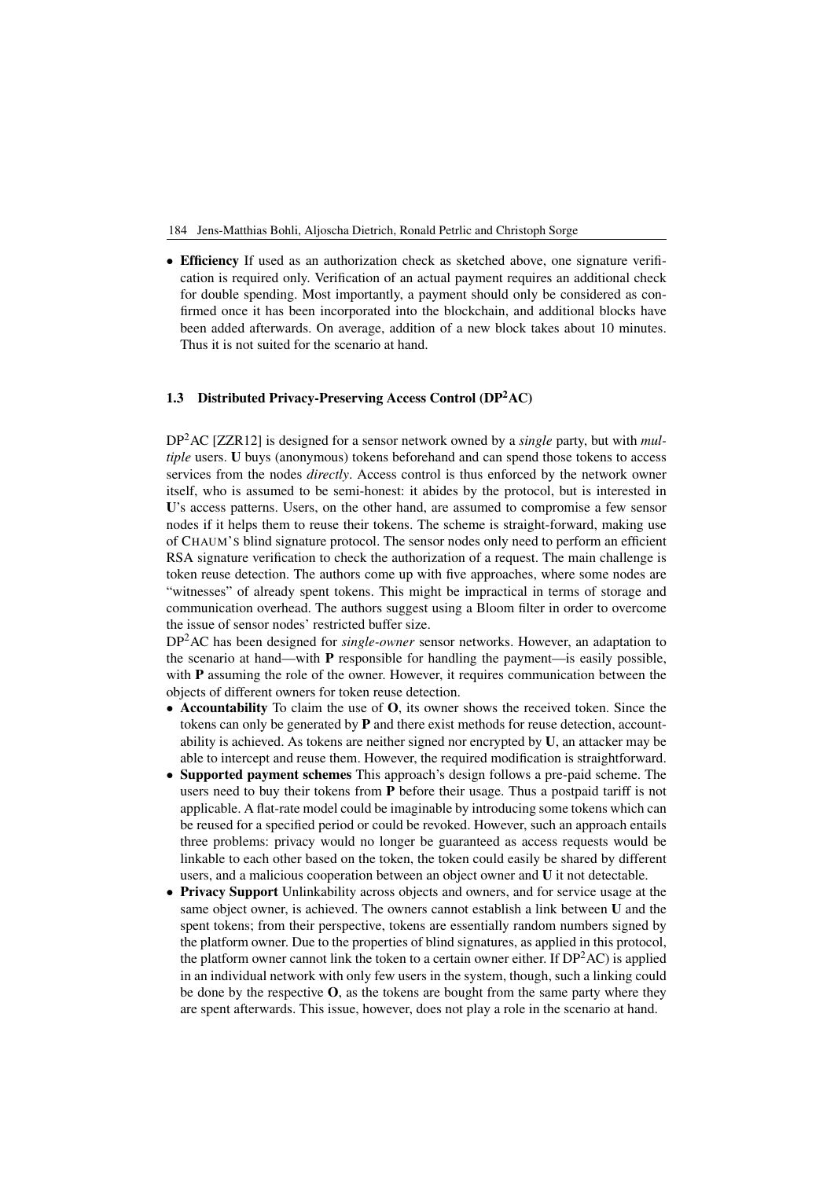- **Efficiency** If used as an authorization check as sketched above, one signature verification is required only. Verification of an actual payment requires an additional check for double spending. Most importantly, a payment should only be considered as confirmed once it has been incorporated into the blockchain, and additional blocks have been added afterwards. On average, addition of a new block takes about 10 minutes. Thus it is not suited for the scenario at hand.

### 1.3 Distributed Privacy-Preserving Access Control (DP²AC)

DP²AC [ZZR12] is designed for a sensor network owned by a *single* party, but with *multiple* users. **U** buys (anonymous) tokens beforehand and can spend those tokens to access services from the nodes *directly*. Access control is thus enforced by the network owner itself, who is assumed to be semi-honest: it abides by the protocol, but is interested in **U**'s access patterns. Users, on the other hand, are assumed to compromise a few sensor nodes if it helps them to reuse their tokens. The scheme is straight-forward, making use of CHAUM'S blind signature protocol. The sensor nodes only need to perform an efficient RSA signature verification to check the authorization of a request. The main challenge is token reuse detection. The authors come up with five approaches, where some nodes are "witnesses" of already spent tokens. This might be impractical in terms of storage and communication overhead. The authors suggest using a Bloom filter in order to overcome the issue of sensor nodes' restricted buffer size.
DP²AC has been designed for *single-owner* sensor networks. However, an adaptation to the scenario at hand—with **P** responsible for handling the payment—is easily possible, with **P** assuming the role of the owner. However, it requires communication between the objects of different owners for token reuse detection.

- **Accountability** To claim the use of **O**, its owner shows the received token. Since the tokens can only be generated by **P** and there exist methods for reuse detection, accountability is achieved. As tokens are neither signed nor encrypted by **U**, an attacker may be able to intercept and reuse them. However, the required modification is straightforward.
- **Supported payment schemes** This approach's design follows a pre-paid scheme. The users need to buy their tokens from **P** before their usage. Thus a postpaid tariff is not applicable. A flat-rate model could be imaginable by introducing some tokens which can be reused for a specified period or could be revoked. However, such an approach entails three problems: privacy would no longer be guaranteed as access requests would be linkable to each other based on the token, the token could easily be shared by different users, and a malicious cooperation between an object owner and **U** it not detectable.
- **Privacy Support** Unlinkability across objects and owners, and for service usage at the same object owner, is achieved. The owners cannot establish a link between **U** and the spent tokens; from their perspective, tokens are essentially random numbers signed by the platform owner. Due to the properties of blind signatures, as applied in this protocol, the platform owner cannot link the token to a certain owner either. If DP²AC) is applied in an individual network with only few users in the system, though, such a linking could be done by the respective **O**, as the tokens are bought from the same party where they are spent afterwards. This issue, however, does not play a role in the scenario at hand.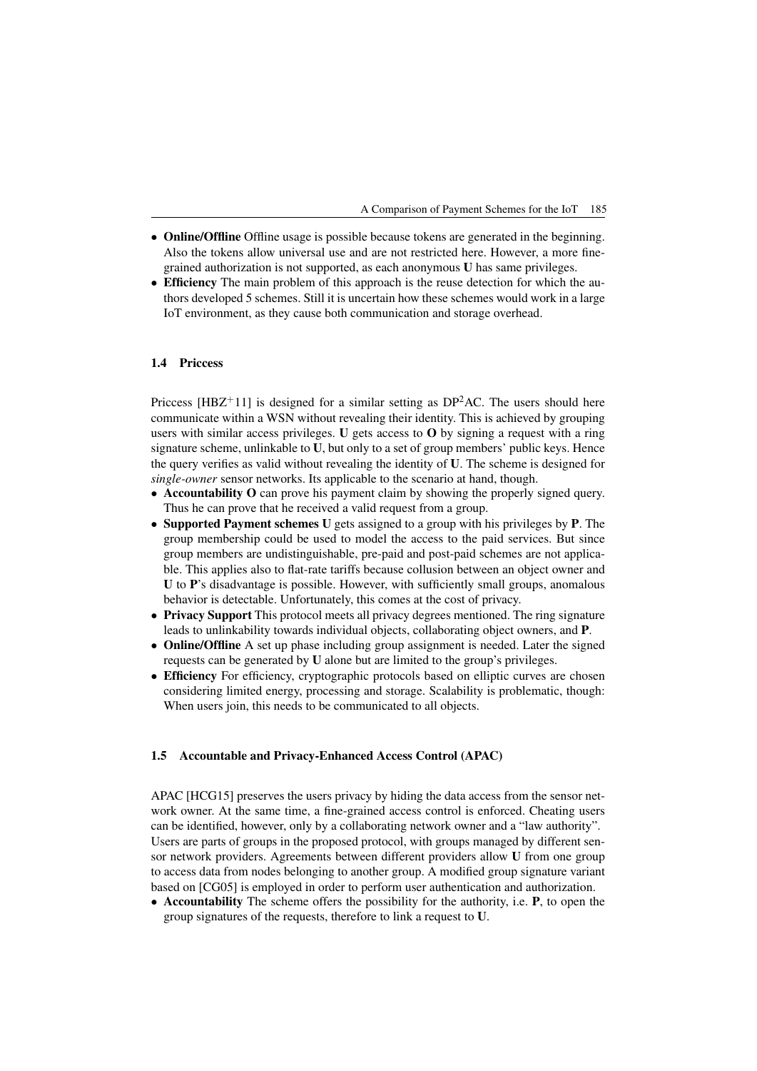- **Online/Offline** Offline usage is possible because tokens are generated in the beginning. Also the tokens allow universal use and are not restricted here. However, a more fine-grained authorization is not supported, as each anonymous **U** has same privileges.
- **Efficiency** The main problem of this approach is the reuse detection for which the authors developed 5 schemes. Still it is uncertain how these schemes would work in a large IoT environment, as they cause both communication and storage overhead.

### 1.4 Priccess

Priccess [HBZ+11] is designed for a similar setting as DP$^2$AC. The users should here communicate within a WSN without revealing their identity. This is achieved by grouping users with similar access privileges. **U** gets access to **O** by signing a request with a ring signature scheme, unlinkable to **U**, but only to a set of group members' public keys. Hence the query verifies as valid without revealing the identity of **U**. The scheme is designed for *single-owner* sensor networks. Its applicable to the scenario at hand, though.

- **Accountability O** can prove his payment claim by showing the properly signed query. Thus he can prove that he received a valid request from a group.
- **Supported Payment schemes U** gets assigned to a group with his privileges by **P**. The group membership could be used to model the access to the paid services. But since group members are undistinguishable, pre-paid and post-paid schemes are not applicable. This applies also to flat-rate tariffs because collusion between an object owner and **U** to **P**'s disadvantage is possible. However, with sufficiently small groups, anomalous behavior is detectable. Unfortunately, this comes at the cost of privacy.
- **Privacy Support** This protocol meets all privacy degrees mentioned. The ring signature leads to unlinkability towards individual objects, collaborating object owners, and **P**.
- **Online/Offline** A set up phase including group assignment is needed. Later the signed requests can be generated by **U** alone but are limited to the group's privileges.
- **Efficiency** For efficiency, cryptographic protocols based on elliptic curves are chosen considering limited energy, processing and storage. Scalability is problematic, though: When users join, this needs to be communicated to all objects.

### 1.5 Accountable and Privacy-Enhanced Access Control (APAC)

APAC [HCG15] preserves the users privacy by hiding the data access from the sensor network owner. At the same time, a fine-grained access control is enforced. Cheating users can be identified, however, only by a collaborating network owner and a "law authority". Users are parts of groups in the proposed protocol, with groups managed by different sensor network providers. Agreements between different providers allow **U** from one group to access data from nodes belonging to another group. A modified group signature variant based on [CG05] is employed in order to perform user authentication and authorization.

- **Accountability** The scheme offers the possibility for the authority, i.e. **P**, to open the group signatures of the requests, therefore to link a request to **U**.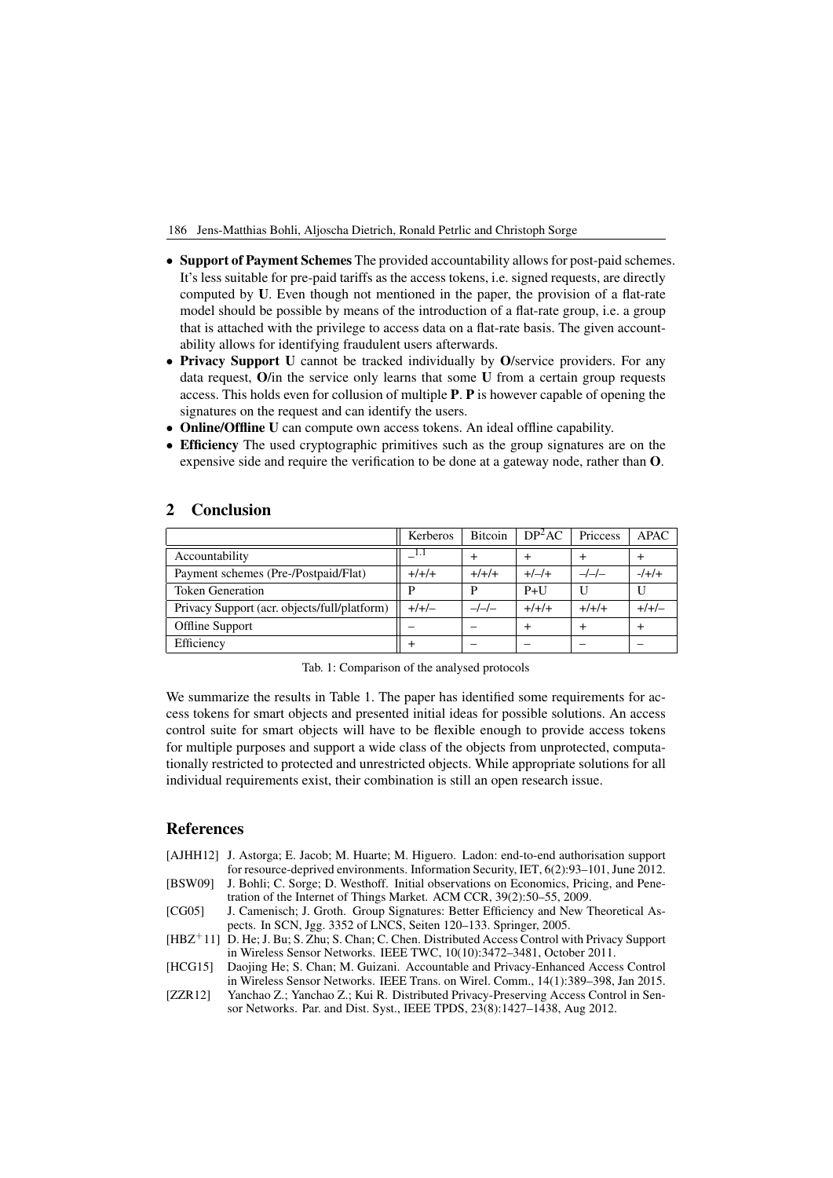- **Support of Payment Schemes** The provided accountability allows for post-paid schemes. It's less suitable for pre-paid tariffs as the access tokens, i.e. signed requests, are directly computed by **U**. Even though not mentioned in the paper, the provision of a flat-rate model should be possible by means of the introduction of a flat-rate group, i.e. a group that is attached with the privilege to access data on a flat-rate basis. The given accountability allows for identifying fraudulent users afterwards.
- **Privacy Support** **U** cannot be tracked individually by **O**/service providers. For any data request, **O**/in the service only learns that some **U** from a certain group requests access. This holds even for collusion of multiple **P**. **P** is however capable of opening the signatures on the request and can identify the users.
- **Online/Offline** **U** can compute own access tokens. An ideal offline capability.
- **Efficiency** The used cryptographic primitives such as the group signatures are on the expensive side and require the verification to be done at a gateway node, rather than **O**.

## 2 Conclusion

| | Kerberos | Bitcoin | DP$^2$AC | Priccess | APAC |
|---|---|---|---|---|---|
| Accountability | –[1.1] | + | + | + | + |
| Payment schemes (Pre-/Postpaid/Flat) | +/+/+ | +/+/+ | +/–/+ | –/–/– | -/+/+ |
| Token Generation | P | P | P+U | U | U |
| Privacy Support (acr. objects/full/platform) | +/+/– | –/–/– | +/+/+ | +/+/+ | +/+/– |
| Offline Support | – | – | + | + | + |
| Efficiency | + | – | – | – | – |

Tab. 1: Comparison of the analysed protocols

We summarize the results in Table 1. The paper has identified some requirements for access tokens for smart objects and presented initial ideas for possible solutions. An access control suite for smart objects will have to be flexible enough to provide access tokens for multiple purposes and support a wide class of the objects from unprotected, computationally restricted to protected and unrestricted objects. While appropriate solutions for all individual requirements exist, their combination is still an open research issue.

## References

[AJHH12] J. Astorga; E. Jacob; M. Huarte; M. Higuero. Ladon: end-to-end authorisation support for resource-deprived environments. Information Security, IET, 6(2):93–101, June 2012.

[BSW09] J. Bohli; C. Sorge; D. Westhoff. Initial observations on Economics, Pricing, and Penetration of the Internet of Things Market. ACM CCR, 39(2):50–55, 2009.

[CG05] J. Camenisch; J. Groth. Group Signatures: Better Efficiency and New Theoretical Aspects. In SCN, Jgg. 3352 of LNCS, Seiten 120–133. Springer, 2005.

[HBZ+11] D. He; J. Bu; S. Zhu; S. Chan; C. Chen. Distributed Access Control with Privacy Support in Wireless Sensor Networks. IEEE TWC, 10(10):3472–3481, October 2011.

[HCG15] Daojing He; S. Chan; M. Guizani. Accountable and Privacy-Enhanced Access Control in Wireless Sensor Networks. IEEE Trans. on Wirel. Comm., 14(1):389–398, Jan 2015.

[ZZR12] Yanchao Z.; Yanchao Z.; Kui R. Distributed Privacy-Preserving Access Control in Sensor Networks. Par. and Dist. Syst., IEEE TPDS, 23(8):1427–1438, Aug 2012.